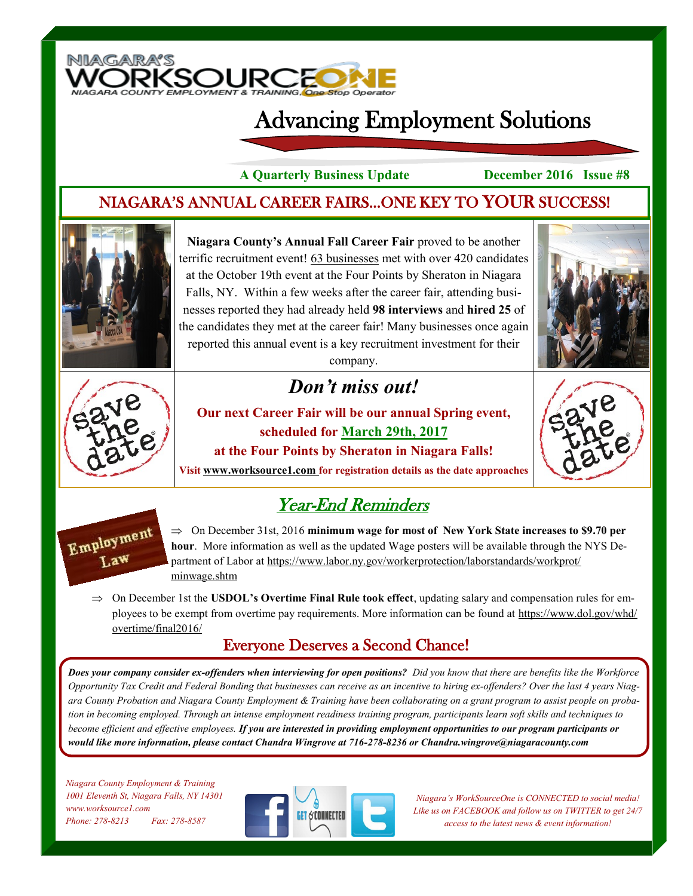NIAGARA'S WORKSOURCEONE

NIAGARA COUNTY EMPLOYMENT & TRAINING, One Stop Operator

# Advancing Employment Solutions

**A Quarterly Business Update** **December 2016 Issue #8**

## NIAGARA'S ANNUAL CAREER FAIRS...ONE KEY TO YOUR SUCCESS!

**Niagara County's Annual Fall Career Fair** proved to be another terrific recruitment event! 63 businesses met with over 420 candidates at the October 19th event at the Four Points by Sheraton in Niagara Falls, NY. Within a few weeks after the career fair, attending businesses reported they had already held **98 interviews** and **hired 25** of the candidates they met at the career fair! Many businesses once again reported this annual event is a key recruitment investment for their company.

### *Don't miss out!*

**Our next Career Fair will be our annual Spring event, scheduled for March 29th, 2017 at the Four Points by Sheraton in Niagara Falls!**

**Visit www.worksource1.com for registration details as the date approaches**

## Year-End Reminders

Employment Law

- On December 31st, 2016 **minimum wage for most of New York State increases to $9.70 per hour**. More information as well as the updated Wage posters will be available through the NYS Department of Labor at https://www.labor.ny.gov/workerprotection/laborstandards/workprot/minwage.shtm
- On December 1st the **USDOL's Overtime Final Rule took effect**, updating salary and compensation rules for employees to be exempt from overtime pay requirements. More information can be found at https://www.dol.gov/whd/overtime/final2016/

## Everyone Deserves a Second Chance!

***Does your company consider ex-offenders when interviewing for open positions?*** *Did you know that there are benefits like the Workforce Opportunity Tax Credit and Federal Bonding that businesses can receive as an incentive to hiring ex-offenders? Over the last 4 years Niagara County Probation and Niagara County Employment & Training have been collaborating on a grant program to assist people on probation in becoming employed. Through an intense employment readiness training program, participants learn soft skills and techniques to become efficient and effective employees.* ***If you are interested in providing employment opportunities to our program participants or would like more information, please contact Chandra Wingrove at 716-278-8236 or Chandra.wingrove@niagaracounty.com***

*Niagara County Employment & Training*
*1001 Eleventh St, Niagara Falls, NY 14301*
*www.worksource1.com*
*Phone: 278-8213 Fax: 278-8587*

*Niagara's WorkSourceOne is CONNECTED to social media! Like us on FACEBOOK and follow us on TWITTER to get 24/7 access to the latest news & event information!*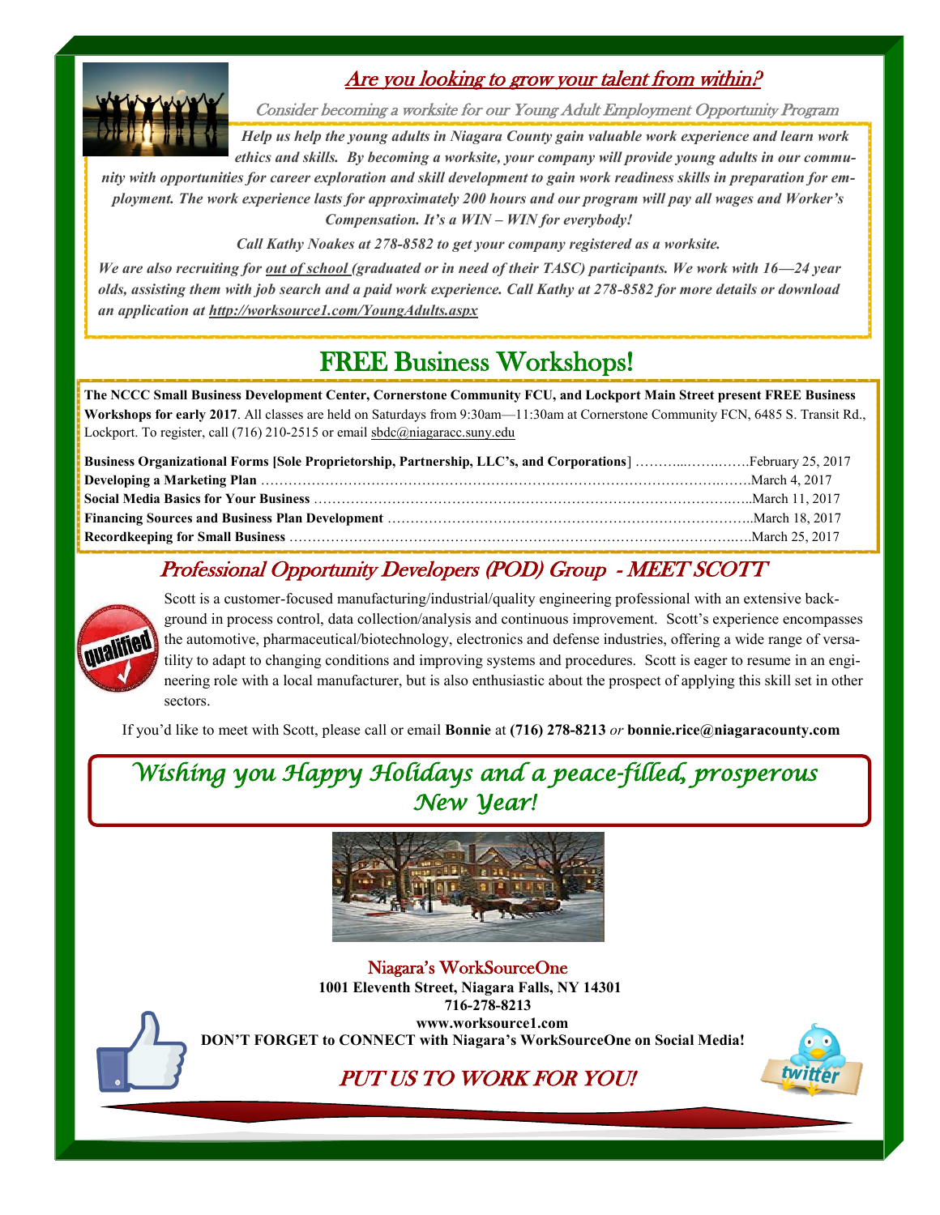## *Are you looking to grow your talent from within?*

*Consider becoming a worksite for our Young Adult Employment Opportunity Program*

***Help us help the young adults in Niagara County gain valuable work experience and learn work ethics and skills. By becoming a worksite, your company will provide young adults in our community with opportunities for career exploration and skill development to gain work readiness skills in preparation for employment. The work experience lasts for approximately 200 hours and our program will pay all wages and Worker's Compensation. It's a WIN – WIN for everybody!***

***Call Kathy Noakes at 278-8582 to get your company registered as a worksite.***

***We are also recruiting for out of school (graduated or in need of their TASC) participants. We work with 16—24 year olds, assisting them with job search and a paid work experience. Call Kathy at 278-8582 for more details or download an application at http://worksource1.com/YoungAdults.aspx***

# FREE Business Workshops!

**The NCCC Small Business Development Center, Cornerstone Community FCU, and Lockport Main Street present FREE Business Workshops for early 2017**. All classes are held on Saturdays from 9:30am—11:30am at Cornerstone Community FCN, 6485 S. Transit Rd., Lockport. To register, call (716) 210-2515 or email sbdc@niagaracc.suny.edu

| | |
|---|---|
| **Business Organizational Forms [Sole Proprietorship, Partnership, LLC's, and Corporations**] | February 25, 2017 |
| **Developing a Marketing Plan** | March 4, 2017 |
| **Social Media Basics for Your Business** | March 11, 2017 |
| **Financing Sources and Business Plan Development** | March 18, 2017 |
| **Recordkeeping for Small Business** | March 25, 2017 |

## *Professional Opportunity Developers (POD) Group - MEET SCOTT*

Scott is a customer-focused manufacturing/industrial/quality engineering professional with an extensive background in process control, data collection/analysis and continuous improvement. Scott's experience encompasses the automotive, pharmaceutical/biotechnology, electronics and defense industries, offering a wide range of versatility to adapt to changing conditions and improving systems and procedures. Scott is eager to resume in an engineering role with a local manufacturer, but is also enthusiastic about the prospect of applying this skill set in other sectors.

If you'd like to meet with Scott, please call or email **Bonnie** at **(716) 278-8213** *or* **bonnie.rice@niagaracounty.com**

## *Wishing you Happy Holidays and a peace-filled, prosperous New Year!*

Niagara's WorkSourceOne

**1001 Eleventh Street, Niagara Falls, NY 14301**

**716-278-8213**

**www.worksource1.com**

**DON'T FORGET to CONNECT with Niagara's WorkSourceOne on Social Media!**

*PUT US TO WORK FOR YOU!*